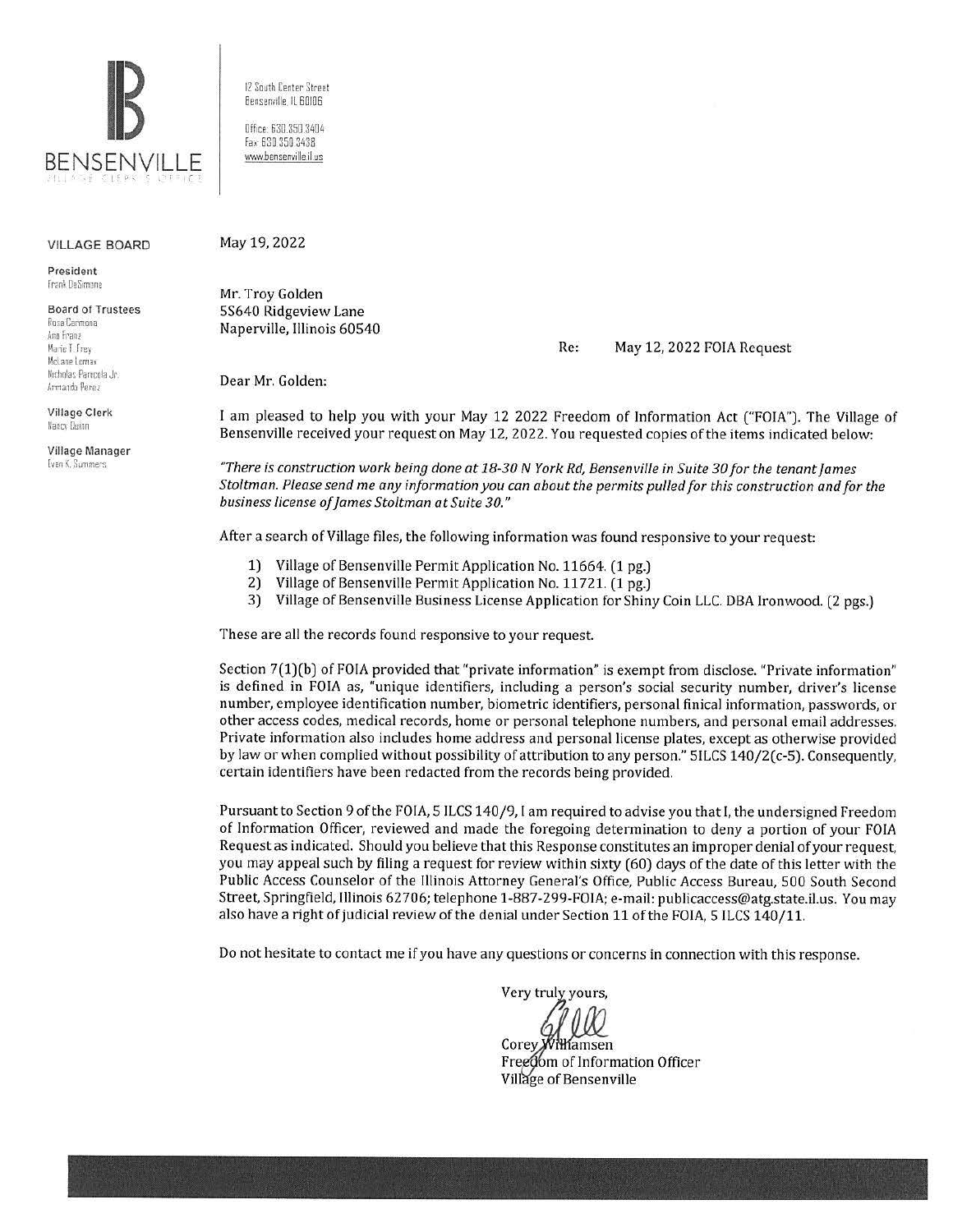BENSENVILLE
VILLAGE CLERK'S OFFICE

12 South Center Street
Bensenville, IL 60106

Office: 630.350.3404
Fax: 630.350.3438
www.bensenville.il.us

**VILLAGE BOARD**

**President**
Frank DeSimone

**Board of Trustees**
Rosa Carmona
Ann Franz
Marie T. Frey
McLane Lomax
Nicholas Panicola Jr.
Armando Perez

**Village Clerk**
Nancy Quinn

**Village Manager**
Evan K. Summers

May 19, 2022

Mr. Troy Golden
5S640 Ridgeview Lane
Naperville, Illinois 60540

Re: May 12, 2022 FOIA Request

Dear Mr. Golden:

I am pleased to help you with your May 12 2022 Freedom of Information Act ("FOIA"). The Village of Bensenville received your request on May 12, 2022. You requested copies of the items indicated below:

*"There is construction work being done at 18-30 N York Rd, Bensenville in Suite 30 for the tenant James Stoltman. Please send me any information you can about the permits pulled for this construction and for the business license of James Stoltman at Suite 30."*

After a search of Village files, the following information was found responsive to your request:

1) Village of Bensenville Permit Application No. 11664. (1 pg.)
2) Village of Bensenville Permit Application No. 11721. (1 pg.)
3) Village of Bensenville Business License Application for Shiny Coin LLC. DBA Ironwood. (2 pgs.)

These are all the records found responsive to your request.

Section 7(1)(b) of FOIA provided that "private information" is exempt from disclose. "Private information" is defined in FOIA as, "unique identifiers, including a person's social security number, driver's license number, employee identification number, biometric identifiers, personal finical information, passwords, or other access codes, medical records, home or personal telephone numbers, and personal email addresses. Private information also includes home address and personal license plates, except as otherwise provided by law or when complied without possibility of attribution to any person." 5ILCS 140/2(c-5). Consequently, certain identifiers have been redacted from the records being provided.

Pursuant to Section 9 of the FOIA, 5 ILCS 140/9, I am required to advise you that I, the undersigned Freedom of Information Officer, reviewed and made the foregoing determination to deny a portion of your FOIA Request as indicated. Should you believe that this Response constitutes an improper denial of your request, you may appeal such by filing a request for review within sixty (60) days of the date of this letter with the Public Access Counselor of the Illinois Attorney General's Office, Public Access Bureau, 500 South Second Street, Springfield, Illinois 62706; telephone 1-887-299-FOIA; e-mail: publicaccess@atg.state.il.us. You may also have a right of judicial review of the denial under Section 11 of the FOIA, 5 ILCS 140/11.

Do not hesitate to contact me if you have any questions or concerns in connection with this response.

Very truly yours,

Corey Williamsen
Freedom of Information Officer
Village of Bensenville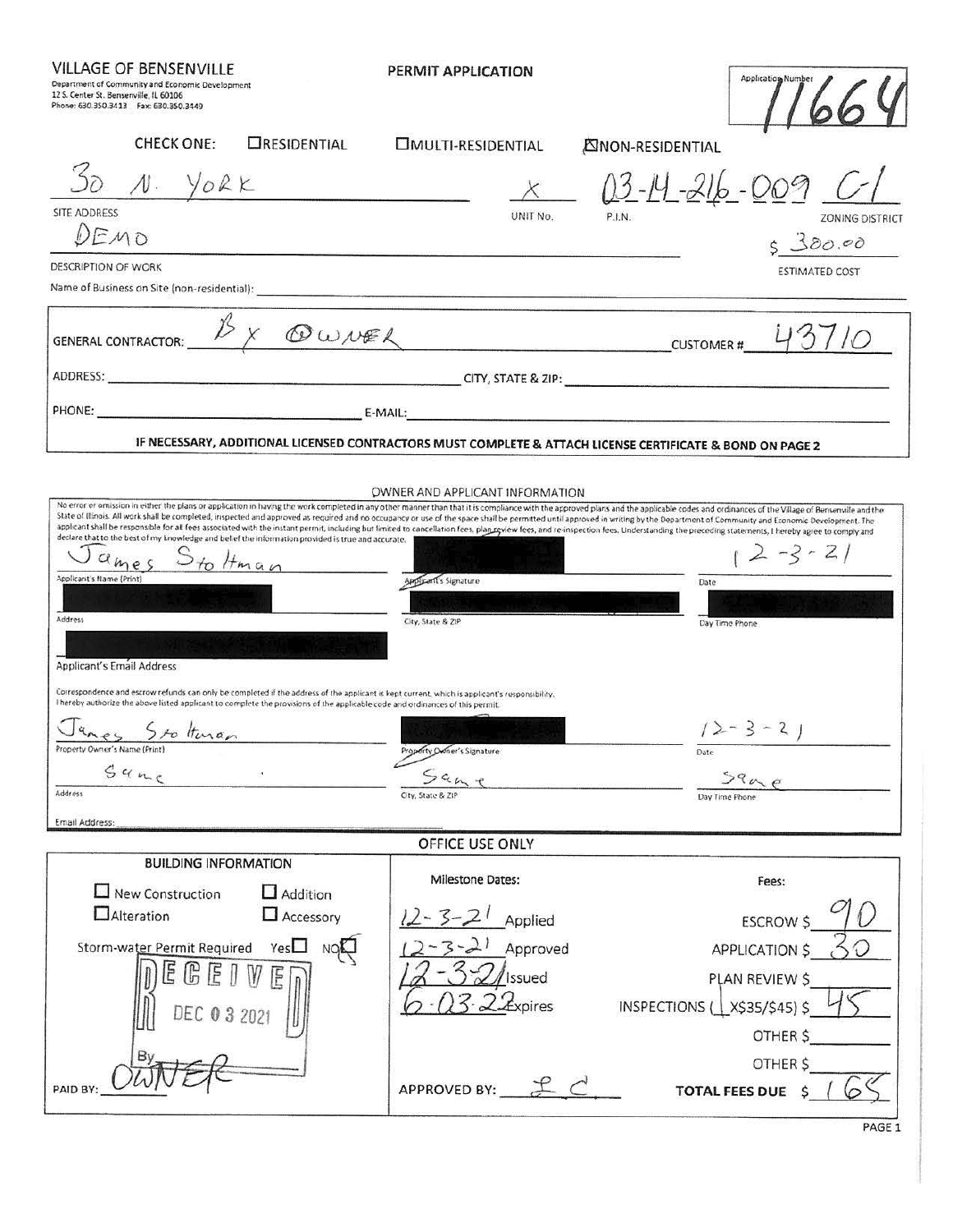**VILLAGE OF BENSENVILLE**
Department of Community and Economic Development
12 S. Center St. Bensenville, IL 60106
Phone: 630.350.3413 Fax: 630.350.3449

# PERMIT APPLICATION

Application Number: 11664

CHECK ONE: ☐ RESIDENTIAL ☐ MULTI-RESIDENTIAL ☒ NON-RESIDENTIAL

| 30 N. YORK | X | 03-14-216-009 | C-1 |
|---|---|---|---|
| SITE ADDRESS | UNIT No. | P.I.N. | ZONING DISTRICT |

DEMO — $ 300.00

DESCRIPTION OF WORK — ESTIMATED COST

Name of Business on Site (non-residential):

GENERAL CONTRACTOR: BY OWNER CUSTOMER #: 43710

ADDRESS: CITY, STATE & ZIP:

PHONE: E-MAIL:

**IF NECESSARY, ADDITIONAL LICENSED CONTRACTORS MUST COMPLETE & ATTACH LICENSE CERTIFICATE & BOND ON PAGE 2**

## OWNER AND APPLICANT INFORMATION

No error or omission in either the plans or application in having the work completed in any other manner than that it is compliance with the approved plans and the applicable codes and ordinances of the Village of Bensenville and the State of Illinois. All work shall be completed, inspected and approved as required and no occupancy or use of the space shall be permitted until approved in writing by the Department of Community and Economic Development. The applicant shall be responsible for all fees associated with the instant permit, including but limited to cancellation fees, plan review fees, and re-inspection fees. Understanding the preceding statements, I hereby agree to comply and declare that to the best of my knowledge and belief the information provided is true and accurate.

| James Stoltman | [redacted] | 12-3-21 |
|---|---|---|
| Applicant's Name (Print) | Applicant's Signature | Date |
| [redacted] | [redacted] | [redacted] |
| Address | City, State & ZIP | Day Time Phone |

[redacted]
Applicant's Email Address

Correspondence and escrow refunds can only be completed if the address of the applicant is kept current, which is applicant's responsibility.
I hereby authorize the above listed applicant to complete the provisions of the applicable code and ordinances of this permit.

| James Stoltman | [redacted] | 12-3-21 |
|---|---|---|
| Property Owner's Name (Print) | Property Owner's Signature | Date |
| Same | Same | Same |
| Address | City, State & ZIP | Day Time Phone |

Email Address:

## OFFICE USE ONLY

**BUILDING INFORMATION**

☐ New Construction ☐ Addition
☐ Alteration ☐ Accessory

Storm-water Permit Required Yes ☐ No ☒

RECEIVED DEC 03 2021 By

PAID BY: OWNER

**Milestone Dates:**

12-3-21 Applied
12-3-21 Approved
12-3-21 Issued
6-03-22 Expires

APPROVED BY: LC

**Fees:**

ESCROW $ 90
APPLICATION $ 30
PLAN REVIEW $
INSPECTIONS ( 1 X$35/$45) $ 45
OTHER $
OTHER $
**TOTAL FEES DUE** $ 165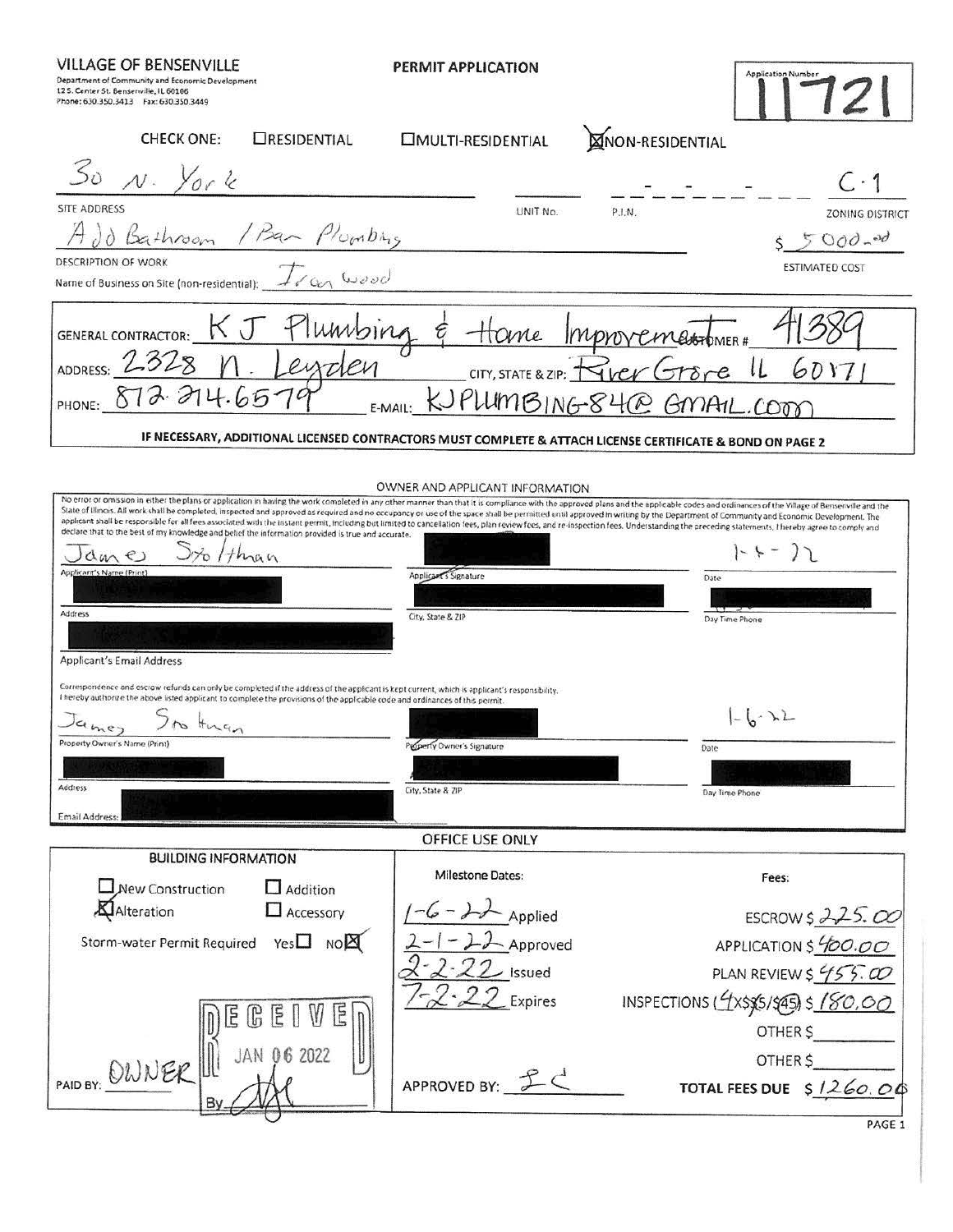**VILLAGE OF BENSENVILLE**
Department of Community and Economic Development
12 S. Center St. Bensenville, IL 60106
Phone: 630.350.3413 Fax: 630.350.3449

# PERMIT APPLICATION

Application Number: 11721

CHECK ONE: ☐ RESIDENTIAL ☐ MULTI-RESIDENTIAL ☒ NON-RESIDENTIAL

| 30 N. York | | - - - | C-1 |
|---|---|---|---|
| SITE ADDRESS | UNIT No. | P.I.N. | ZONING DISTRICT |

Add Bathroom / Bar Plumbing — $ 5000.00

DESCRIPTION OF WORK — ESTIMATED COST

Name of Business on Site (non-residential): Iron Wood

GENERAL CONTRACTOR: KJ Plumbing & Home Improvement CUSTOMER #: 41389

ADDRESS: 2328 N. Leyden CITY, STATE & ZIP: River Grove IL 60171

PHONE: 872-214-6579 E-MAIL: KJPLUMBING-84@GMAIL.COM

**IF NECESSARY, ADDITIONAL LICENSED CONTRACTORS MUST COMPLETE & ATTACH LICENSE CERTIFICATE & BOND ON PAGE 2**

## OWNER AND APPLICANT INFORMATION

No error or omission in either the plans or application in having the work completed in any other manner than that it is compliance with the approved plans and the applicable codes and ordinances of the Village of Bensenville and the State of Illinois. All work shall be completed, inspected and approved as required and no occupancy or use of the space shall be permitted until approved in writing by the Department of Community and Economic Development. The applicant shall be responsible for all fees associated with the instant permit, including but limited to cancellation fees, plan review fees, and re-inspection fees. Understanding the preceding statements, I hereby agree to comply and declare that to the best of my knowledge and belief the information provided is true and accurate.

| James Stolthman | [REDACTED] | 1-6-22 |
|---|---|---|
| Applicant's Name (Print) | Applicant's Signature | Date |
| [REDACTED] | [REDACTED] | [REDACTED] |
| Address | City, State & ZIP | Day Time Phone |

[REDACTED]
Applicant's Email Address

Correspondence and escrow refunds can only be completed if the address of the applicant is kept current, which is applicant's responsibility.
I hereby authorize the above listed applicant to complete the provisions of the applicable code and ordinances of this permit.

| James Stolthman | [REDACTED] | 1-6-22 |
|---|---|---|
| Property Owner's Name (Print) | Property Owner's Signature | Date |
| [REDACTED] | [REDACTED] | [REDACTED] |
| Address | City, State & ZIP | Day Time Phone |

Email Address: [REDACTED]

## OFFICE USE ONLY

| BUILDING INFORMATION | Milestone Dates: | Fees: |
|---|---|---|
| ☐ New Construction ☐ Addition | 1-6-22 Applied | ESCROW $ 225.00 |
| ☒ Alteration ☐ Accessory | 2-1-22 Approved | APPLICATION $ 400.00 |
| Storm-water Permit Required Yes ☐ NO ☒ | 2-2-22 Issued | PLAN REVIEW $ 455.00 |
| | 7-2-22 Expires | INSPECTIONS (4X$45/$45) $ 180.00 |
| RECEIVED JAN 06 2022 By: | | OTHER $ |
| | | OTHER $ |
| PAID BY: OWNER | APPROVED BY: LC | **TOTAL FEES DUE** $ 1260.00 |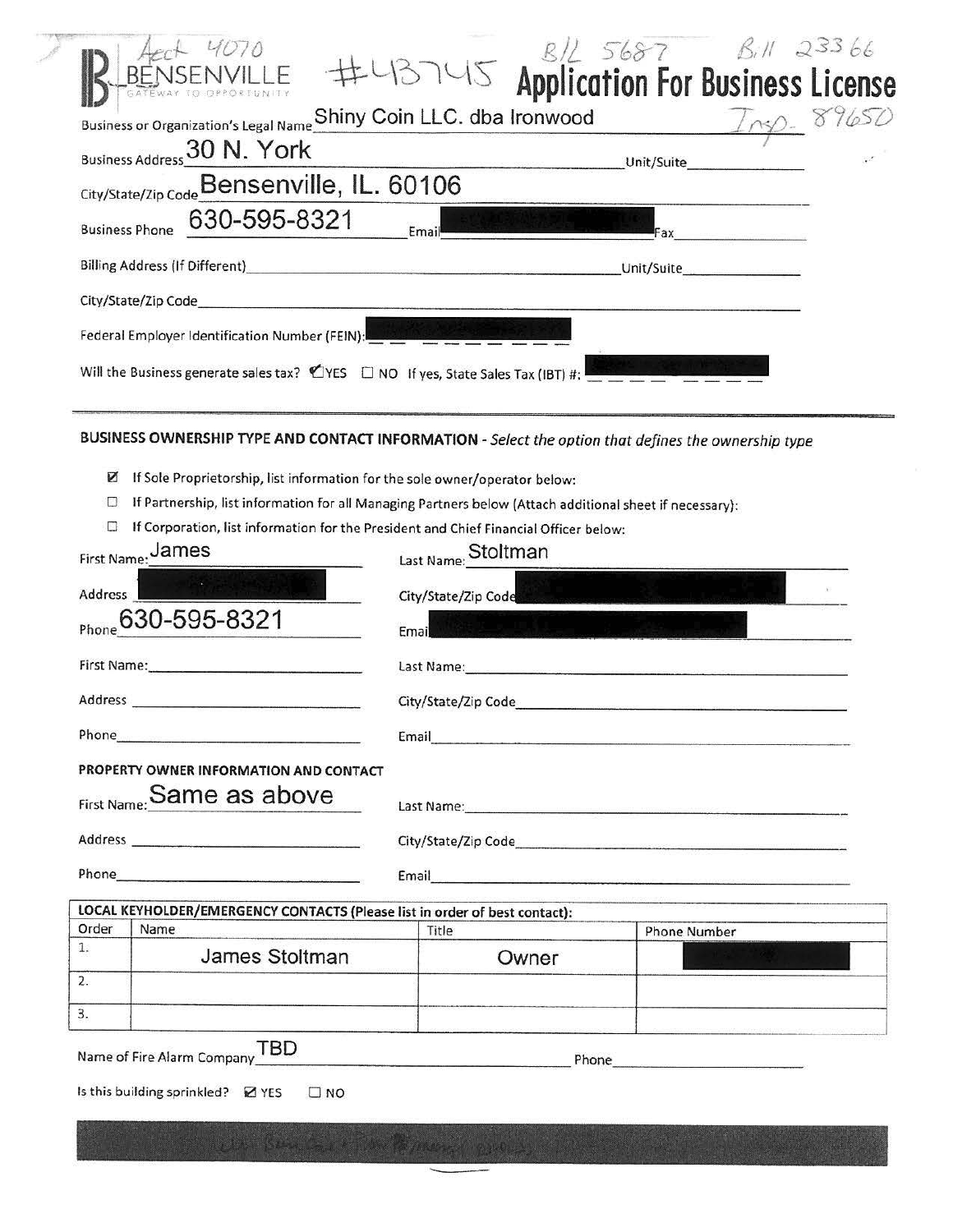Acct 4070 #43745 B/L 5687 Bill 23366

BENSENVILLE
GATEWAY TO OPPORTUNITY

# Application For Business License

Insp. 89650

Business or Organization's Legal Name: Shiny Coin LLC. dba Ironwood

Business Address: 30 N. York Unit/Suite: 

City/State/Zip Code: Bensenville, IL. 60106

Business Phone: 630-595-8321 Email: [REDACTED] Fax: 

Billing Address (If Different): Unit/Suite: 

City/State/Zip Code: 

Federal Employer Identification Number (FEIN): [REDACTED]

Will the Business generate sales tax? ☑ YES ☐ NO If yes, State Sales Tax (IBT) #: [REDACTED]

---

**BUSINESS OWNERSHIP TYPE AND CONTACT INFORMATION** - *Select the option that defines the ownership type*

- ☑ If Sole Proprietorship, list information for the sole owner/operator below:
- ☐ If Partnership, list information for all Managing Partners below (Attach additional sheet if necessary):
- ☐ If Corporation, list information for the President and Chief Financial Officer below:

First Name: James Last Name: Stoltman

Address: [REDACTED] City/State/Zip Code: [REDACTED]

Phone: 630-595-8321 Email: [REDACTED]

First Name: Last Name: 

Address: City/State/Zip Code: 

Phone: Email: 

**PROPERTY OWNER INFORMATION AND CONTACT**

First Name: Same as above Last Name: 

Address: City/State/Zip Code: 

Phone: Email: 

**LOCAL KEYHOLDER/EMERGENCY CONTACTS (Please list in order of best contact):**

| Order | Name | Title | Phone Number |
|---|---|---|---|
| 1. | James Stoltman | Owner | [REDACTED] |
| 2. | | | |
| 3. | | | |

Name of Fire Alarm Company: TBD Phone: 

Is this building sprinkled? ☑ YES ☐ NO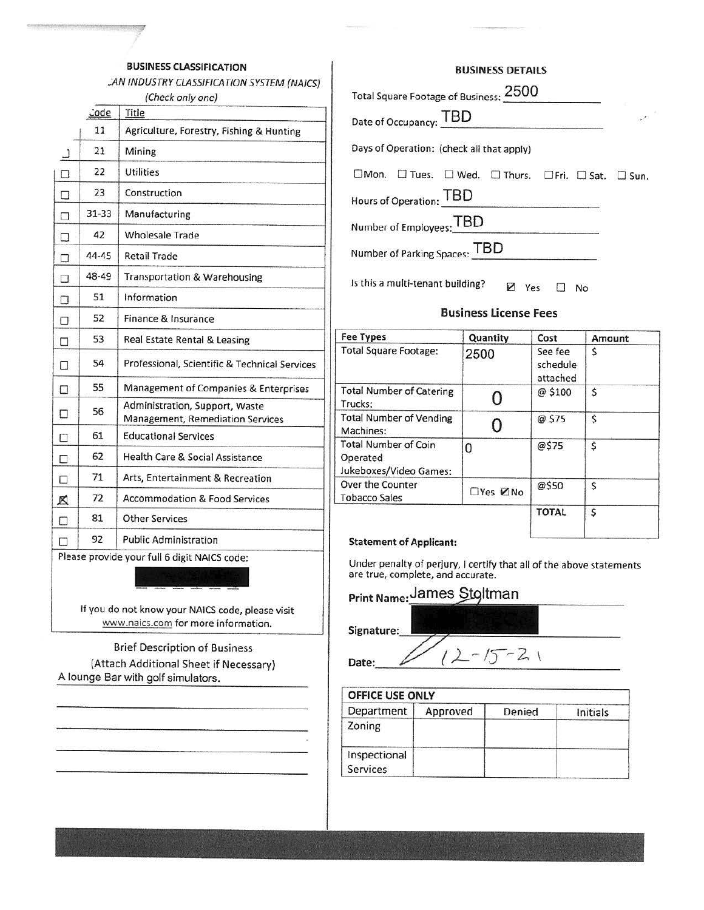## BUSINESS CLASSIFICATION

*...AN INDUSTRY CLASSIFICATION SYSTEM (NAICS)*

*(Check only one)*

| | Code | Title |
|---|---|---|
| | 11 | Agriculture, Forestry, Fishing & Hunting |
| ☐ | 21 | Mining |
| ☐ | 22 | Utilities |
| ☐ | 23 | Construction |
| ☐ | 31-33 | Manufacturing |
| ☐ | 42 | Wholesale Trade |
| ☐ | 44-45 | Retail Trade |
| ☐ | 48-49 | Transportation & Warehousing |
| ☐ | 51 | Information |
| ☐ | 52 | Finance & Insurance |
| ☐ | 53 | Real Estate Rental & Leasing |
| ☐ | 54 | Professional, Scientific & Technical Services |
| ☐ | 55 | Management of Companies & Enterprises |
| ☐ | 56 | Administration, Support, Waste Management, Remediation Services |
| ☐ | 61 | Educational Services |
| ☐ | 62 | Health Care & Social Assistance |
| ☐ | 71 | Arts, Entertainment & Recreation |
| ☒ | 72 | Accommodation & Food Services |
| ☐ | 81 | Other Services |
| ☐ | 92 | Public Administration |

Please provide your full 6 digit NAICS code:

[REDACTED]

If you do not know your NAICS code, please visit www.naics.com for more information.

Brief Description of Business
(Attach Additional Sheet if Necessary)

A lounge Bar with golf simulators.

## BUSINESS DETAILS

Total Square Footage of Business: 2500

Date of Occupancy: TBD

Days of Operation: (check all that apply)

☐ Mon. ☐ Tues. ☐ Wed. ☐ Thurs. ☐ Fri. ☐ Sat. ☐ Sun.

Hours of Operation: TBD

Number of Employees: TBD

Number of Parking Spaces: TBD

Is this a multi-tenant building? ☒ Yes ☐ No

### Business License Fees

| Fee Types | Quantity | Cost | Amount |
|---|---|---|---|
| Total Square Footage: | 2500 | See fee schedule attached | $ |
| Total Number of Catering Trucks: | 0 | @ $100 | $ |
| Total Number of Vending Machines: | 0 | @ $75 | $ |
| Total Number of Coin Operated Jukeboxes/Video Games: | 0 | @$75 | $ |
| Over the Counter Tobacco Sales | ☐Yes ☒No | @$50 | $ |
| | | TOTAL | $ |

**Statement of Applicant:**

Under penalty of perjury, I certify that all of the above statements are true, complete, and accurate.

**Print Name:** James Stoltman

**Signature:** [REDACTED]

**Date:** 12-15-21

| OFFICE USE ONLY | | | |
|---|---|---|---|
| Department | Approved | Denied | Initials |
| Zoning | | | |
| Inspectional Services | | | |